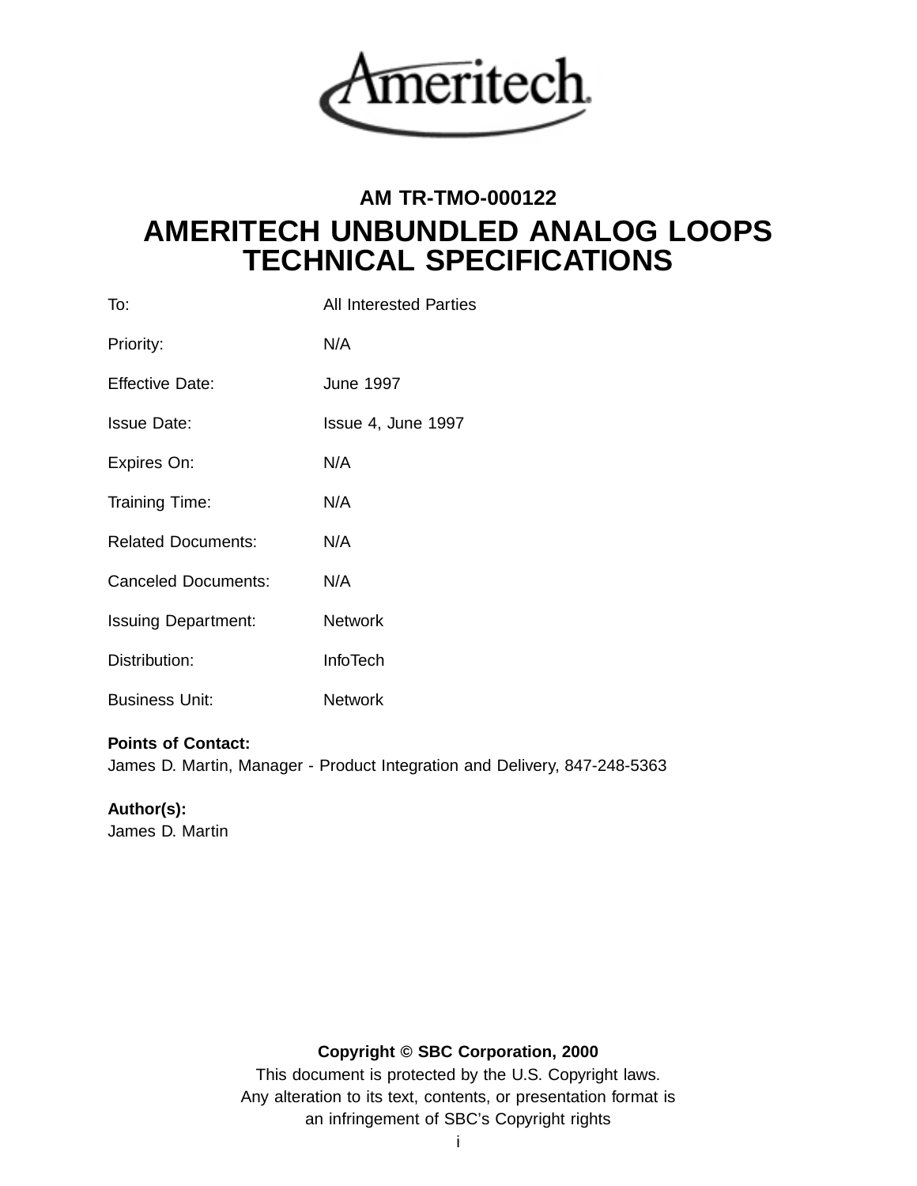Ameritech

**AM TR-TMO-000122**

# AMERITECH UNBUNDLED ANALOG LOOPS TECHNICAL SPECIFICATIONS

| | |
|---|---|
| To: | All Interested Parties |
| Priority: | N/A |
| Effective Date: | June 1997 |
| Issue Date: | Issue 4, June 1997 |
| Expires On: | N/A |
| Training Time: | N/A |
| Related Documents: | N/A |
| Canceled Documents: | N/A |
| Issuing Department: | Network |
| Distribution: | InfoTech |
| Business Unit: | Network |

**Points of Contact:**
James D. Martin, Manager - Product Integration and Delivery, 847-248-5363

**Author(s):**
James D. Martin

**Copyright © SBC Corporation, 2000**
This document is protected by the U.S. Copyright laws.
Any alteration to its text, contents, or presentation format is an infringement of SBC's Copyright rights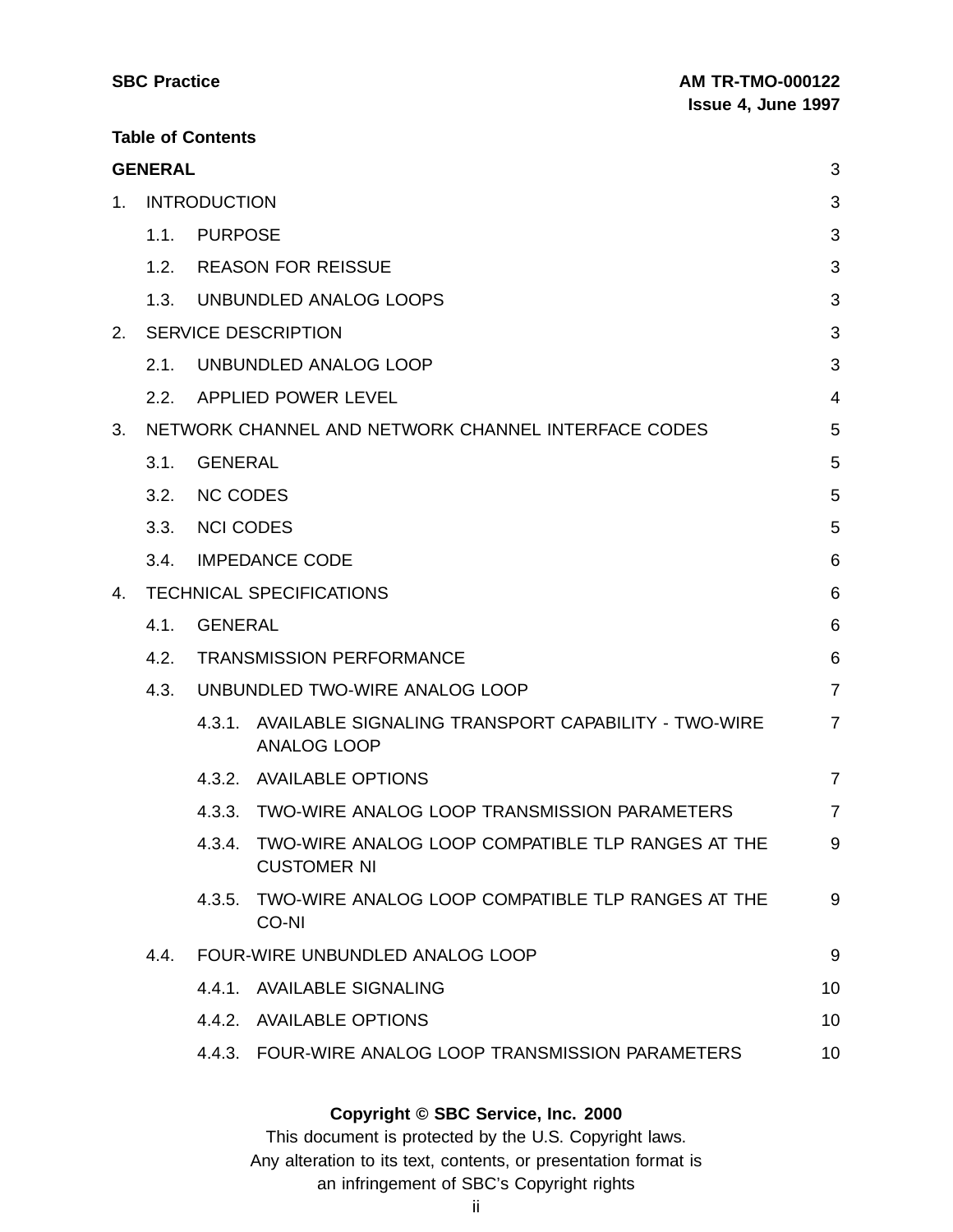**Table of Contents**

| | |
|---|---|
| **GENERAL** | 3 |
| 1. INTRODUCTION | 3 |
| 1.1. PURPOSE | 3 |
| 1.2. REASON FOR REISSUE | 3 |
| 1.3. UNBUNDLED ANALOG LOOPS | 3 |
| 2. SERVICE DESCRIPTION | 3 |
| 2.1. UNBUNDLED ANALOG LOOP | 3 |
| 2.2. APPLIED POWER LEVEL | 4 |
| 3. NETWORK CHANNEL AND NETWORK CHANNEL INTERFACE CODES | 5 |
| 3.1. GENERAL | 5 |
| 3.2. NC CODES | 5 |
| 3.3. NCI CODES | 5 |
| 3.4. IMPEDANCE CODE | 6 |
| 4. TECHNICAL SPECIFICATIONS | 6 |
| 4.1. GENERAL | 6 |
| 4.2. TRANSMISSION PERFORMANCE | 6 |
| 4.3. UNBUNDLED TWO-WIRE ANALOG LOOP | 7 |
| 4.3.1. AVAILABLE SIGNALING TRANSPORT CAPABILITY - TWO-WIRE ANALOG LOOP | 7 |
| 4.3.2. AVAILABLE OPTIONS | 7 |
| 4.3.3. TWO-WIRE ANALOG LOOP TRANSMISSION PARAMETERS | 7 |
| 4.3.4. TWO-WIRE ANALOG LOOP COMPATIBLE TLP RANGES AT THE CUSTOMER NI | 9 |
| 4.3.5. TWO-WIRE ANALOG LOOP COMPATIBLE TLP RANGES AT THE CO-NI | 9 |
| 4.4. FOUR-WIRE UNBUNDLED ANALOG LOOP | 9 |
| 4.4.1. AVAILABLE SIGNALING | 10 |
| 4.4.2. AVAILABLE OPTIONS | 10 |
| 4.4.3. FOUR-WIRE ANALOG LOOP TRANSMISSION PARAMETERS | 10 |

**Copyright © SBC Service, Inc. 2000**

This document is protected by the U.S. Copyright laws.
Any alteration to its text, contents, or presentation format is
an infringement of SBC's Copyright rights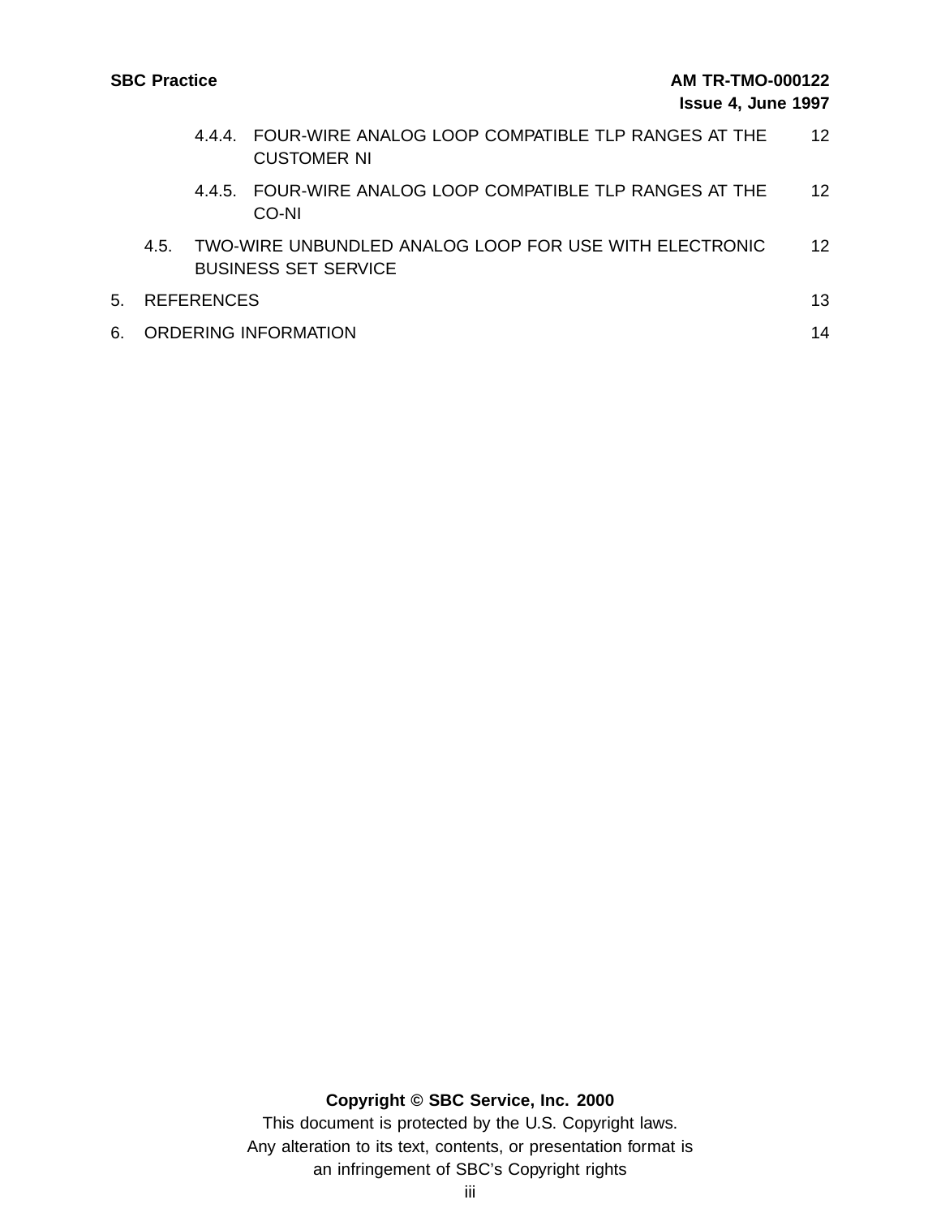| | | |
|---|---|---|
| 4.4.4. | FOUR-WIRE ANALOG LOOP COMPATIBLE TLP RANGES AT THE CUSTOMER NI | 12 |
| 4.4.5. | FOUR-WIRE ANALOG LOOP COMPATIBLE TLP RANGES AT THE CO-NI | 12 |
| 4.5. | TWO-WIRE UNBUNDLED ANALOG LOOP FOR USE WITH ELECTRONIC BUSINESS SET SERVICE | 12 |
| 5. | REFERENCES | 13 |
| 6. | ORDERING INFORMATION | 14 |

**Copyright © SBC Service, Inc. 2000**

This document is protected by the U.S. Copyright laws.
Any alteration to its text, contents, or presentation format is an infringement of SBC's Copyright rights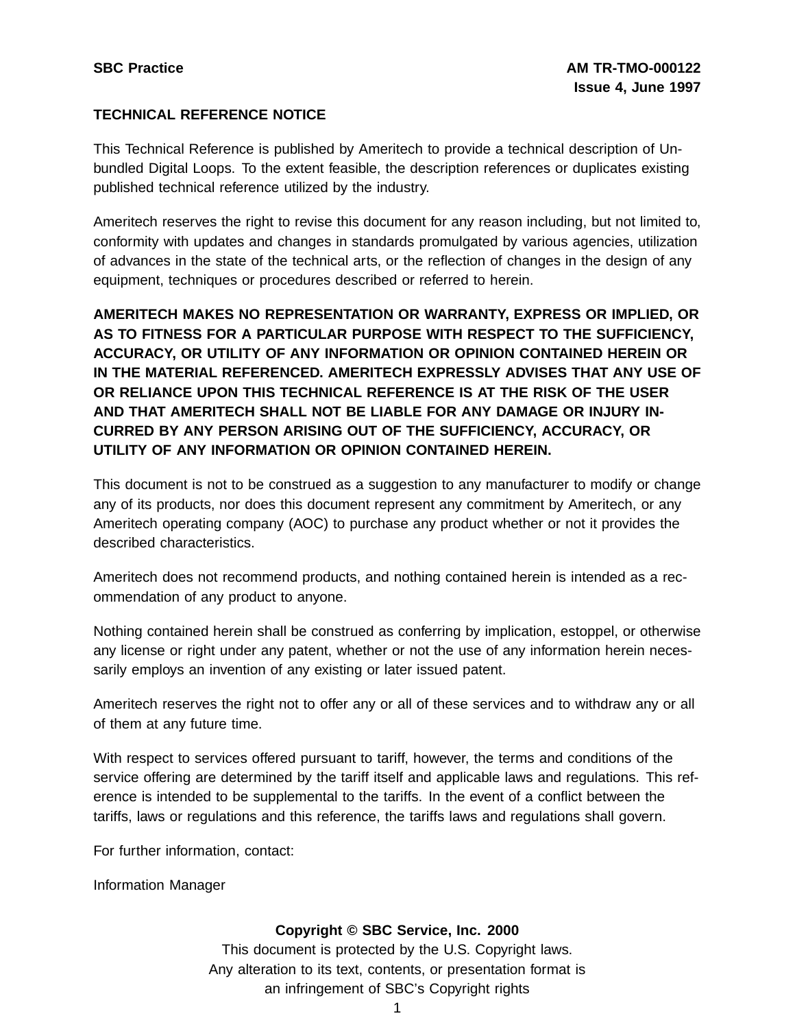**TECHNICAL REFERENCE NOTICE**

This Technical Reference is published by Ameritech to provide a technical description of Unbundled Digital Loops. To the extent feasible, the description references or duplicates existing published technical reference utilized by the industry.

Ameritech reserves the right to revise this document for any reason including, but not limited to, conformity with updates and changes in standards promulgated by various agencies, utilization of advances in the state of the technical arts, or the reflection of changes in the design of any equipment, techniques or procedures described or referred to herein.

**AMERITECH MAKES NO REPRESENTATION OR WARRANTY, EXPRESS OR IMPLIED, OR AS TO FITNESS FOR A PARTICULAR PURPOSE WITH RESPECT TO THE SUFFICIENCY, ACCURACY, OR UTILITY OF ANY INFORMATION OR OPINION CONTAINED HEREIN OR IN THE MATERIAL REFERENCED. AMERITECH EXPRESSLY ADVISES THAT ANY USE OF OR RELIANCE UPON THIS TECHNICAL REFERENCE IS AT THE RISK OF THE USER AND THAT AMERITECH SHALL NOT BE LIABLE FOR ANY DAMAGE OR INJURY INCURRED BY ANY PERSON ARISING OUT OF THE SUFFICIENCY, ACCURACY, OR UTILITY OF ANY INFORMATION OR OPINION CONTAINED HEREIN.**

This document is not to be construed as a suggestion to any manufacturer to modify or change any of its products, nor does this document represent any commitment by Ameritech, or any Ameritech operating company (AOC) to purchase any product whether or not it provides the described characteristics.

Ameritech does not recommend products, and nothing contained herein is intended as a recommendation of any product to anyone.

Nothing contained herein shall be construed as conferring by implication, estoppel, or otherwise any license or right under any patent, whether or not the use of any information herein necessarily employs an invention of any existing or later issued patent.

Ameritech reserves the right not to offer any or all of these services and to withdraw any or all of them at any future time.

With respect to services offered pursuant to tariff, however, the terms and conditions of the service offering are determined by the tariff itself and applicable laws and regulations. This reference is intended to be supplemental to the tariffs. In the event of a conflict between the tariffs, laws or regulations and this reference, the tariffs laws and regulations shall govern.

For further information, contact:

Information Manager

**Copyright © SBC Service, Inc. 2000**
This document is protected by the U.S. Copyright laws.
Any alteration to its text, contents, or presentation format is
an infringement of SBC's Copyright rights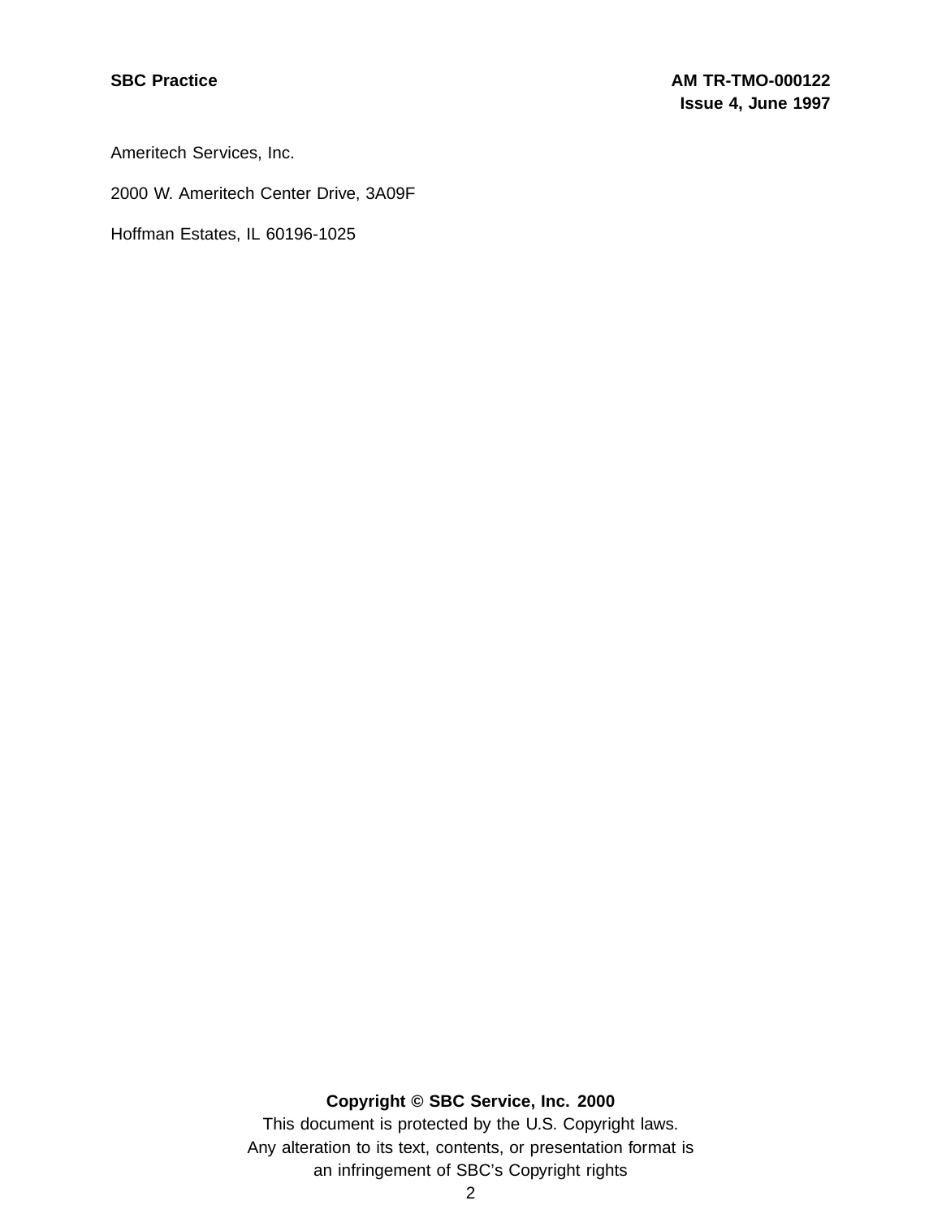Ameritech Services, Inc.

2000 W. Ameritech Center Drive, 3A09F

Hoffman Estates, IL 60196-1025

**Copyright © SBC Service, Inc. 2000**

This document is protected by the U.S. Copyright laws.

Any alteration to its text, contents, or presentation format is an infringement of SBC's Copyright rights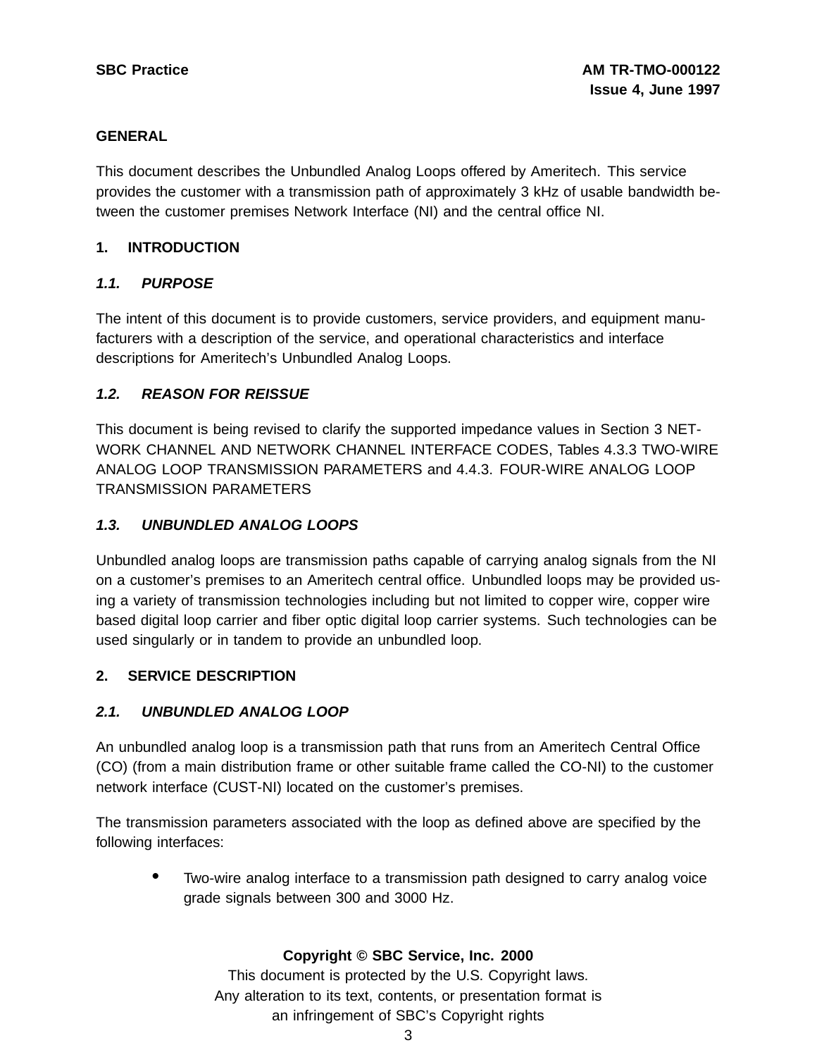## GENERAL

This document describes the Unbundled Analog Loops offered by Ameritech. This service provides the customer with a transmission path of approximately 3 kHz of usable bandwidth between the customer premises Network Interface (NI) and the central office NI.

## 1. INTRODUCTION

### *1.1. PURPOSE*

The intent of this document is to provide customers, service providers, and equipment manufacturers with a description of the service, and operational characteristics and interface descriptions for Ameritech's Unbundled Analog Loops.

### *1.2. REASON FOR REISSUE*

This document is being revised to clarify the supported impedance values in Section 3 NETWORK CHANNEL AND NETWORK CHANNEL INTERFACE CODES, Tables 4.3.3 TWO-WIRE ANALOG LOOP TRANSMISSION PARAMETERS and 4.4.3. FOUR-WIRE ANALOG LOOP TRANSMISSION PARAMETERS

### *1.3. UNBUNDLED ANALOG LOOPS*

Unbundled analog loops are transmission paths capable of carrying analog signals from the NI on a customer's premises to an Ameritech central office. Unbundled loops may be provided using a variety of transmission technologies including but not limited to copper wire, copper wire based digital loop carrier and fiber optic digital loop carrier systems. Such technologies can be used singularly or in tandem to provide an unbundled loop.

## 2. SERVICE DESCRIPTION

### *2.1. UNBUNDLED ANALOG LOOP*

An unbundled analog loop is a transmission path that runs from an Ameritech Central Office (CO) (from a main distribution frame or other suitable frame called the CO-NI) to the customer network interface (CUST-NI) located on the customer's premises.

The transmission parameters associated with the loop as defined above are specified by the following interfaces:

- Two-wire analog interface to a transmission path designed to carry analog voice grade signals between 300 and 3000 Hz.

**Copyright © SBC Service, Inc. 2000**
This document is protected by the U.S. Copyright laws.
Any alteration to its text, contents, or presentation format is an infringement of SBC's Copyright rights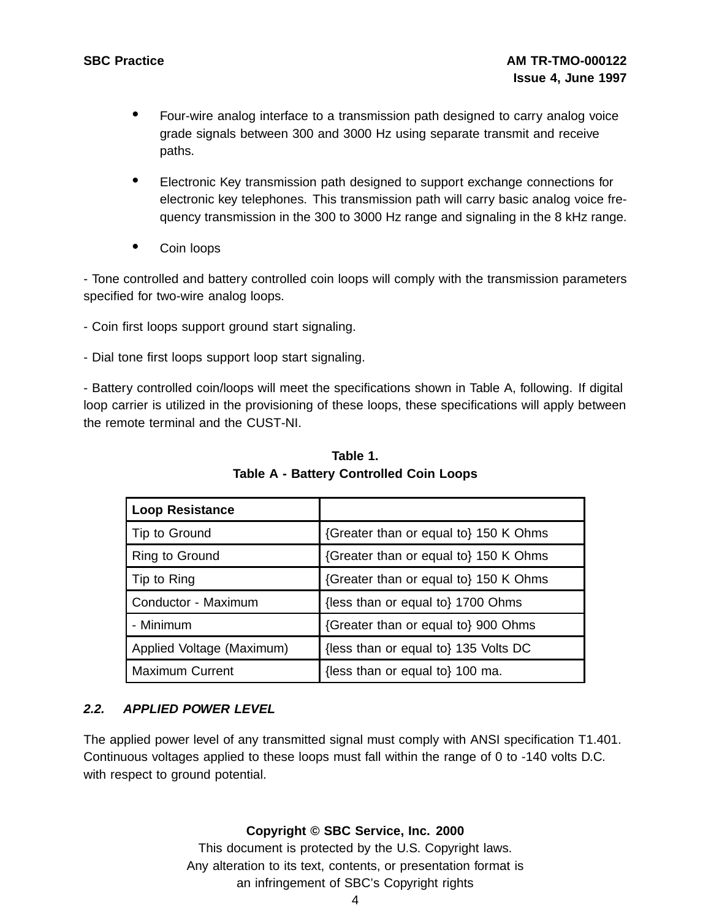- Four-wire analog interface to a transmission path designed to carry analog voice grade signals between 300 and 3000 Hz using separate transmit and receive paths.

- Electronic Key transmission path designed to support exchange connections for electronic key telephones. This transmission path will carry basic analog voice frequency transmission in the 300 to 3000 Hz range and signaling in the 8 kHz range.

- Coin loops

- Tone controlled and battery controlled coin loops will comply with the transmission parameters specified for two-wire analog loops.

- Coin first loops support ground start signaling.

- Dial tone first loops support loop start signaling.

- Battery controlled coin/loops will meet the specifications shown in Table A, following. If digital loop carrier is utilized in the provisioning of these loops, these specifications will apply between the remote terminal and the CUST-NI.

**Table 1.**
**Table A - Battery Controlled Coin Loops**

| Loop Resistance | |
|---|---|
| Tip to Ground | {Greater than or equal to} 150 K Ohms |
| Ring to Ground | {Greater than or equal to} 150 K Ohms |
| Tip to Ring | {Greater than or equal to} 150 K Ohms |
| Conductor - Maximum | {less than or equal to} 1700 Ohms |
| - Minimum | {Greater than or equal to} 900 Ohms |
| Applied Voltage (Maximum) | {less than or equal to} 135 Volts DC |
| Maximum Current | {less than or equal to} 100 ma. |

### *2.2. APPLIED POWER LEVEL*

The applied power level of any transmitted signal must comply with ANSI specification T1.401. Continuous voltages applied to these loops must fall within the range of 0 to -140 volts D.C. with respect to ground potential.

**Copyright © SBC Service, Inc. 2000**
This document is protected by the U.S. Copyright laws.
Any alteration to its text, contents, or presentation format is
an infringement of SBC's Copyright rights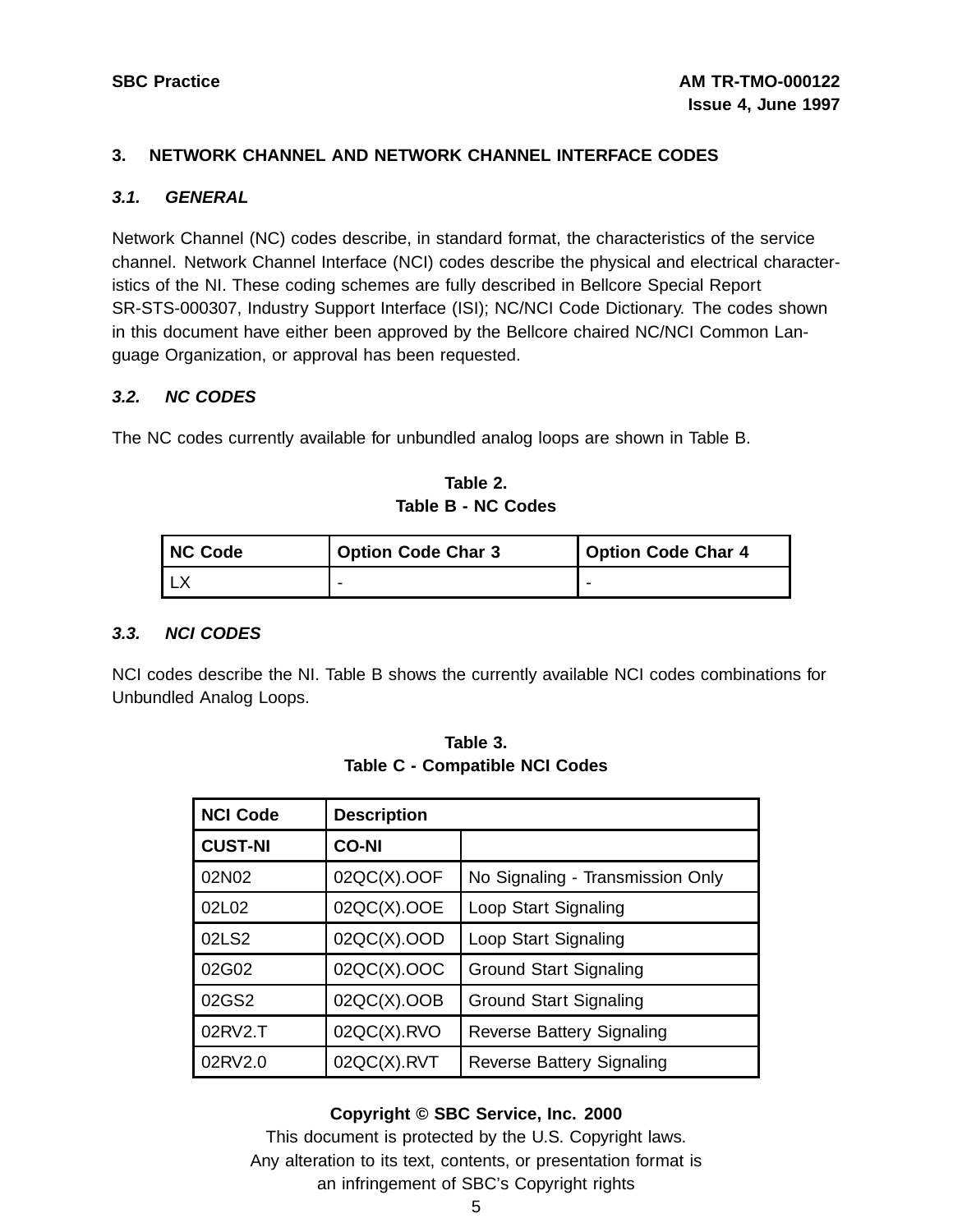## 3. NETWORK CHANNEL AND NETWORK CHANNEL INTERFACE CODES

### *3.1. GENERAL*

Network Channel (NC) codes describe, in standard format, the characteristics of the service channel. Network Channel Interface (NCI) codes describe the physical and electrical characteristics of the NI. These coding schemes are fully described in Bellcore Special Report SR-STS-000307, Industry Support Interface (ISI); NC/NCI Code Dictionary. The codes shown in this document have either been approved by the Bellcore chaired NC/NCI Common Language Organization, or approval has been requested.

### *3.2. NC CODES*

The NC codes currently available for unbundled analog loops are shown in Table B.

**Table 2.**
**Table B - NC Codes**

| NC Code | Option Code Char 3 | Option Code Char 4 |
|---|---|---|
| LX | - | - |

### *3.3. NCI CODES*

NCI codes describe the NI. Table B shows the currently available NCI codes combinations for Unbundled Analog Loops.

**Table 3.**
**Table C - Compatible NCI Codes**

| NCI Code | Description | |
|---|---|---|
| **CUST-NI** | **CO-NI** | |
| 02N02 | 02QC(X).OOF | No Signaling - Transmission Only |
| 02L02 | 02QC(X).OOE | Loop Start Signaling |
| 02LS2 | 02QC(X).OOD | Loop Start Signaling |
| 02G02 | 02QC(X).OOC | Ground Start Signaling |
| 02GS2 | 02QC(X).OOB | Ground Start Signaling |
| 02RV2.T | 02QC(X).RVO | Reverse Battery Signaling |
| 02RV2.0 | 02QC(X).RVT | Reverse Battery Signaling |

**Copyright © SBC Service, Inc. 2000**
This document is protected by the U.S. Copyright laws.
Any alteration to its text, contents, or presentation format is
an infringement of SBC's Copyright rights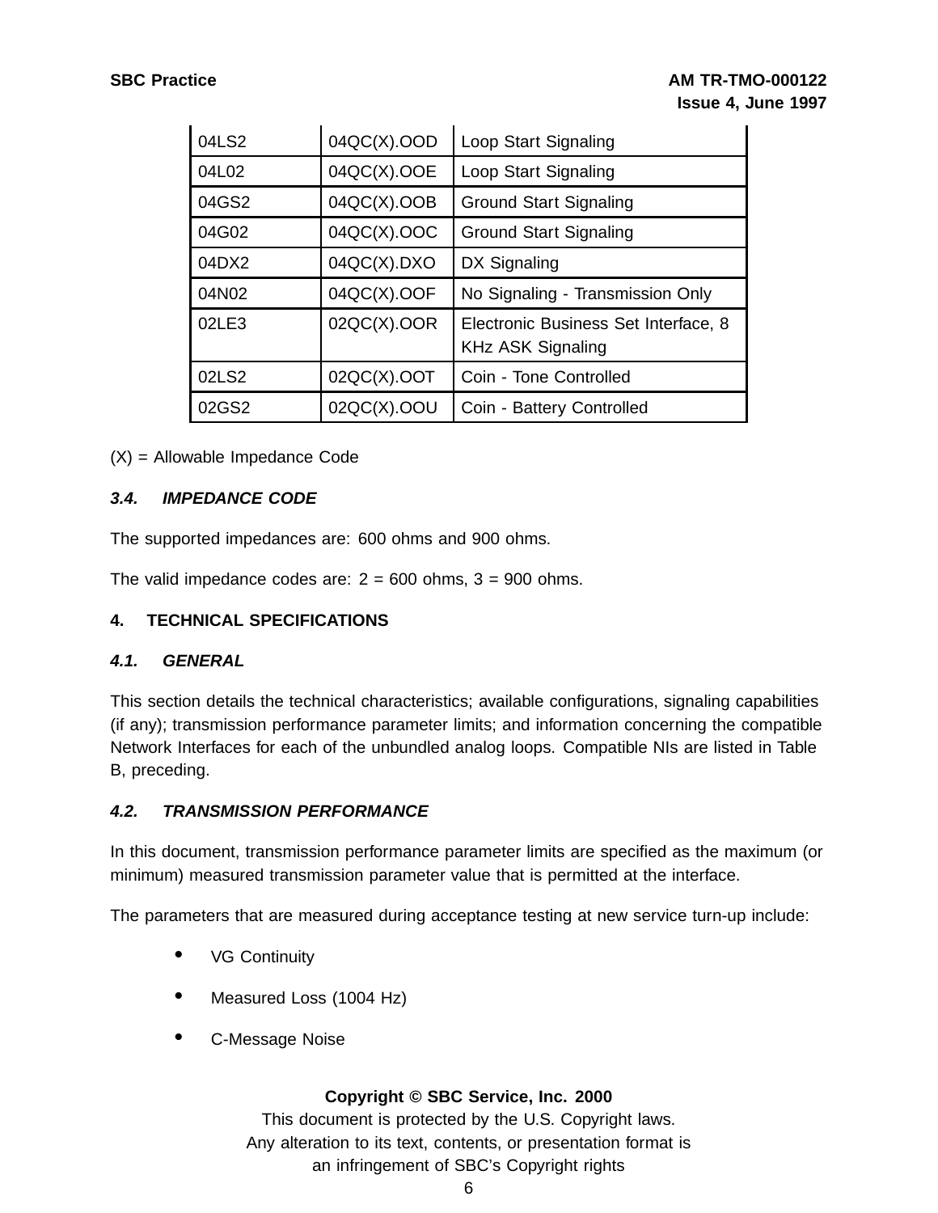| | | |
|---|---|---|
| 04LS2 | 04QC(X).OOD | Loop Start Signaling |
| 04L02 | 04QC(X).OOE | Loop Start Signaling |
| 04GS2 | 04QC(X).OOB | Ground Start Signaling |
| 04G02 | 04QC(X).OOC | Ground Start Signaling |
| 04DX2 | 04QC(X).DXO | DX Signaling |
| 04N02 | 04QC(X).OOF | No Signaling - Transmission Only |
| 02LE3 | 02QC(X).OOR | Electronic Business Set Interface, 8 KHz ASK Signaling |
| 02LS2 | 02QC(X).OOT | Coin - Tone Controlled |
| 02GS2 | 02QC(X).OOU | Coin - Battery Controlled |

(X) = Allowable Impedance Code

### *3.4. IMPEDANCE CODE*

The supported impedances are: 600 ohms and 900 ohms.

The valid impedance codes are: 2 = 600 ohms, 3 = 900 ohms.

## 4. TECHNICAL SPECIFICATIONS

### *4.1. GENERAL*

This section details the technical characteristics; available configurations, signaling capabilities (if any); transmission performance parameter limits; and information concerning the compatible Network Interfaces for each of the unbundled analog loops. Compatible NIs are listed in Table B, preceding.

### *4.2. TRANSMISSION PERFORMANCE*

In this document, transmission performance parameter limits are specified as the maximum (or minimum) measured transmission parameter value that is permitted at the interface.

The parameters that are measured during acceptance testing at new service turn-up include:

- VG Continuity
- Measured Loss (1004 Hz)
- C-Message Noise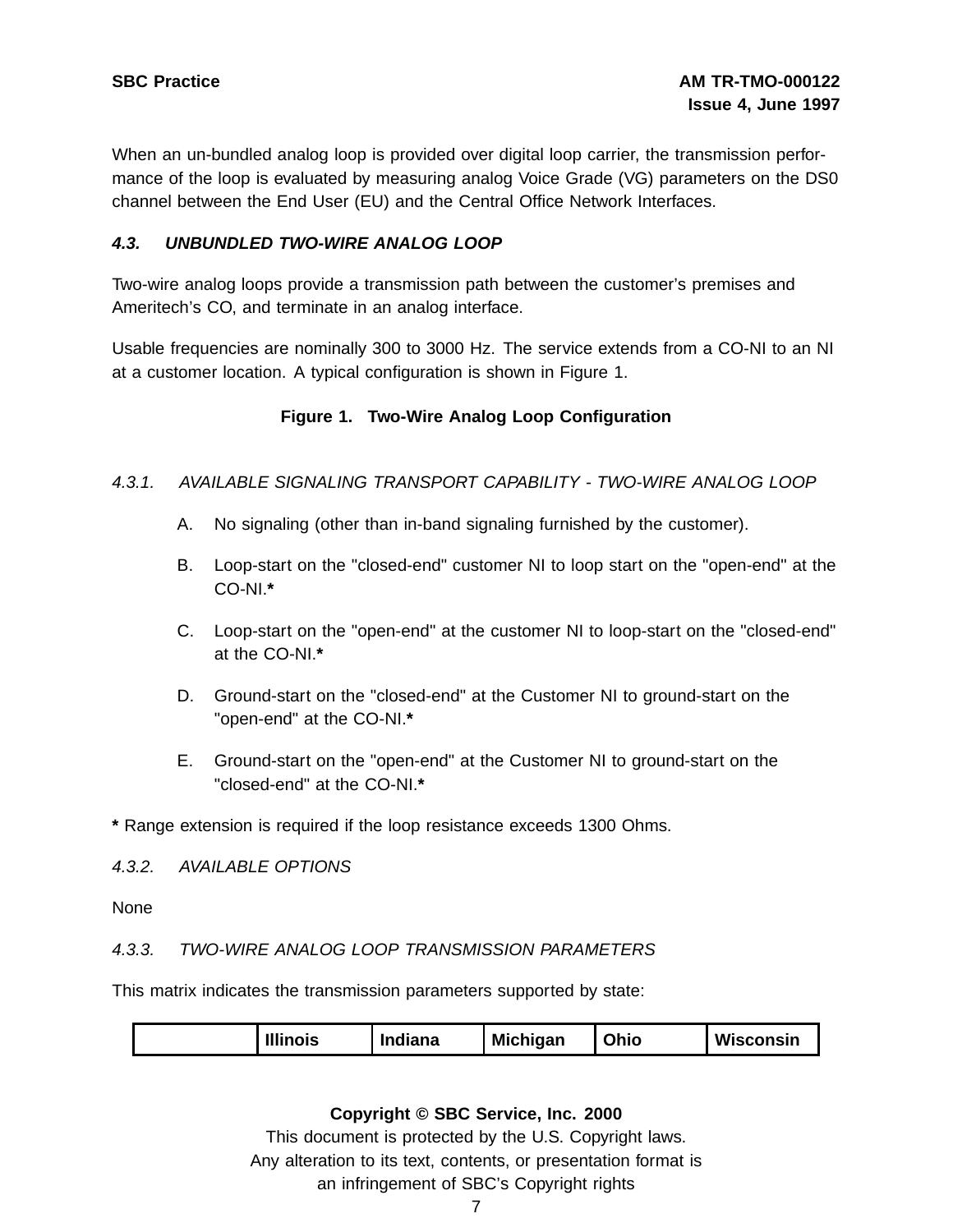When an un-bundled analog loop is provided over digital loop carrier, the transmission performance of the loop is evaluated by measuring analog Voice Grade (VG) parameters on the DS0 channel between the End User (EU) and the Central Office Network Interfaces.

### *4.3. UNBUNDLED TWO-WIRE ANALOG LOOP*

Two-wire analog loops provide a transmission path between the customer's premises and Ameritech's CO, and terminate in an analog interface.

Usable frequencies are nominally 300 to 3000 Hz. The service extends from a CO-NI to an NI at a customer location. A typical configuration is shown in Figure 1.

**Figure 1. Two-Wire Analog Loop Configuration**

#### *4.3.1. AVAILABLE SIGNALING TRANSPORT CAPABILITY - TWO-WIRE ANALOG LOOP*

A. No signaling (other than in-band signaling furnished by the customer).

B. Loop-start on the "closed-end" customer NI to loop start on the "open-end" at the CO-NI.**\***

C. Loop-start on the "open-end" at the customer NI to loop-start on the "closed-end" at the CO-NI.**\***

D. Ground-start on the "closed-end" at the Customer NI to ground-start on the "open-end" at the CO-NI.**\***

E. Ground-start on the "open-end" at the Customer NI to ground-start on the "closed-end" at the CO-NI.**\***

**\*** Range extension is required if the loop resistance exceeds 1300 Ohms.

#### *4.3.2. AVAILABLE OPTIONS*

None

#### *4.3.3. TWO-WIRE ANALOG LOOP TRANSMISSION PARAMETERS*

This matrix indicates the transmission parameters supported by state:

| | Illinois | Indiana | Michigan | Ohio | Wisconsin |
|---|---|---|---|---|---|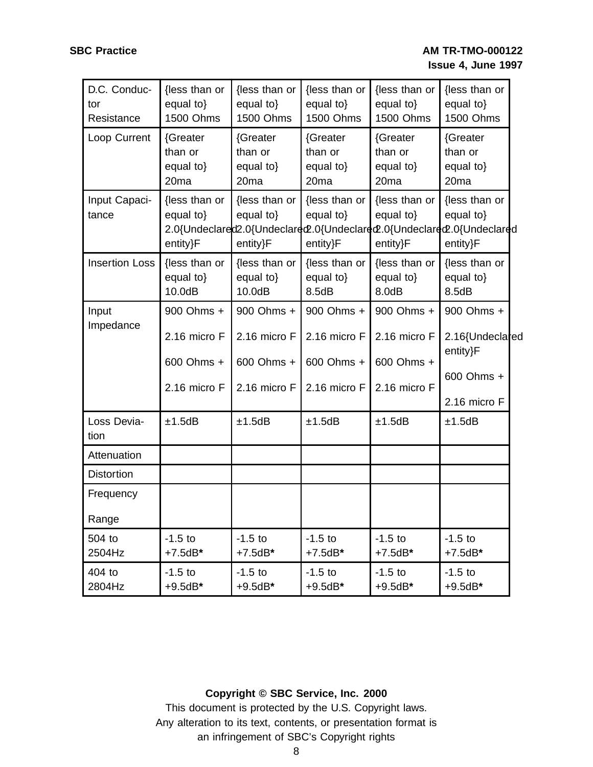| D.C. Conductor Resistance | {less than or equal to} 1500 Ohms | {less than or equal to} 1500 Ohms | {less than or equal to} 1500 Ohms | {less than or equal to} 1500 Ohms | {less than or equal to} 1500 Ohms |
|---|---|---|---|---|---|
| Loop Current | {Greater than or equal to} 20ma | {Greater than or equal to} 20ma | {Greater than or equal to} 20ma | {Greater than or equal to} 20ma | {Greater than or equal to} 20ma |
| Input Capacitance | {less than or equal to} 2.0{Undeclared entity}F | {less than or equal to} 2.0{Undeclared entity}F | {less than or equal to} 2.0{Undeclared entity}F | {less than or equal to} 2.0{Undeclared entity}F | {less than or equal to} 2.0{Undeclared entity}F |
| Insertion Loss | {less than or equal to} 10.0dB | {less than or equal to} 10.0dB | {less than or equal to} 8.5dB | {less than or equal to} 8.0dB | {less than or equal to} 8.5dB |
| Input Impedance | 900 Ohms + 2.16 micro F 600 Ohms + 2.16 micro F | 900 Ohms + 2.16 micro F 600 Ohms + 2.16 micro F | 900 Ohms + 2.16 micro F 600 Ohms + 2.16 micro F | 900 Ohms + 2.16 micro F 600 Ohms + 2.16 micro F | 900 Ohms + 2.16{Undeclared entity}F 600 Ohms + 2.16 micro F |
| Loss Deviation | ±1.5dB | ±1.5dB | ±1.5dB | ±1.5dB | ±1.5dB |
| Attenuation | | | | | |
| Distortion | | | | | |
| Frequency Range | | | | | |
| 504 to 2504Hz | -1.5 to +7.5dB**\*** | -1.5 to +7.5dB**\*** | -1.5 to +7.5dB**\*** | -1.5 to +7.5dB**\*** | -1.5 to +7.5dB**\*** |
| 404 to 2804Hz | -1.5 to +9.5dB**\*** | -1.5 to +9.5dB**\*** | -1.5 to +9.5dB**\*** | -1.5 to +9.5dB**\*** | -1.5 to +9.5dB**\*** |

**Copyright © SBC Service, Inc. 2000**

This document is protected by the U.S. Copyright laws.
Any alteration to its text, contents, or presentation format is an infringement of SBC's Copyright rights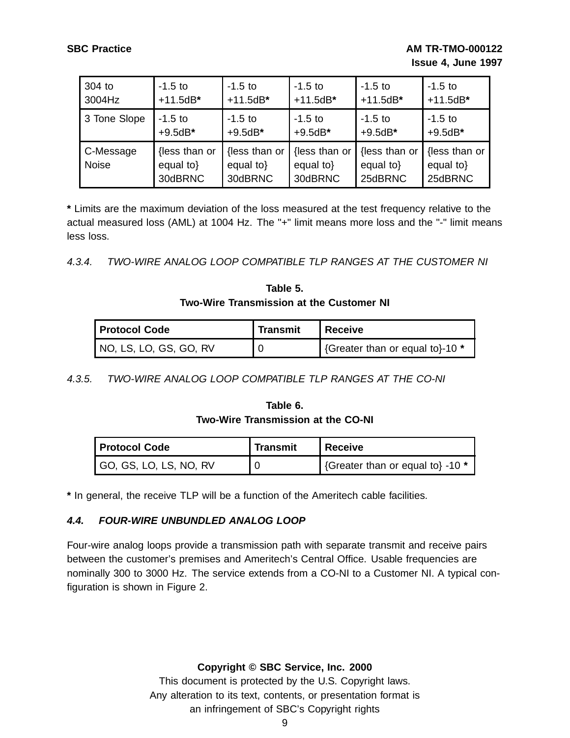| 304 to 3004Hz | -1.5 to +11.5dB* | -1.5 to +11.5dB* | -1.5 to +11.5dB* | -1.5 to +11.5dB* | -1.5 to +11.5dB* |
|---|---|---|---|---|---|
| 3 Tone Slope | -1.5 to +9.5dB* | -1.5 to +9.5dB* | -1.5 to +9.5dB* | -1.5 to +9.5dB* | -1.5 to +9.5dB* |
| C-Message Noise | {less than or equal to} 30dBRNC | {less than or equal to} 30dBRNC | {less than or equal to} 30dBRNC | {less than or equal to} 25dBRNC | {less than or equal to} 25dBRNC |

**\*** Limits are the maximum deviation of the loss measured at the test frequency relative to the actual measured loss (AML) at 1004 Hz. The "+" limit means more loss and the "-" limit means less loss.

*4.3.4. TWO-WIRE ANALOG LOOP COMPATIBLE TLP RANGES AT THE CUSTOMER NI*

**Table 5.**
**Two-Wire Transmission at the Customer NI**

| Protocol Code | Transmit | Receive |
|---|---|---|
| NO, LS, LO, GS, GO, RV | 0 | {Greater than or equal to}-10 **\*** |

*4.3.5. TWO-WIRE ANALOG LOOP COMPATIBLE TLP RANGES AT THE CO-NI*

**Table 6.**
**Two-Wire Transmission at the CO-NI**

| Protocol Code | Transmit | Receive |
|---|---|---|
| GO, GS, LO, LS, NO, RV | 0 | {Greater than or equal to} -10 **\*** |

**\*** In general, the receive TLP will be a function of the Ameritech cable facilities.

### *4.4. FOUR-WIRE UNBUNDLED ANALOG LOOP*

Four-wire analog loops provide a transmission path with separate transmit and receive pairs between the customer's premises and Ameritech's Central Office. Usable frequencies are nominally 300 to 3000 Hz. The service extends from a CO-NI to a Customer NI. A typical configuration is shown in Figure 2.

**Copyright © SBC Service, Inc. 2000**
This document is protected by the U.S. Copyright laws.
Any alteration to its text, contents, or presentation format is an infringement of SBC's Copyright rights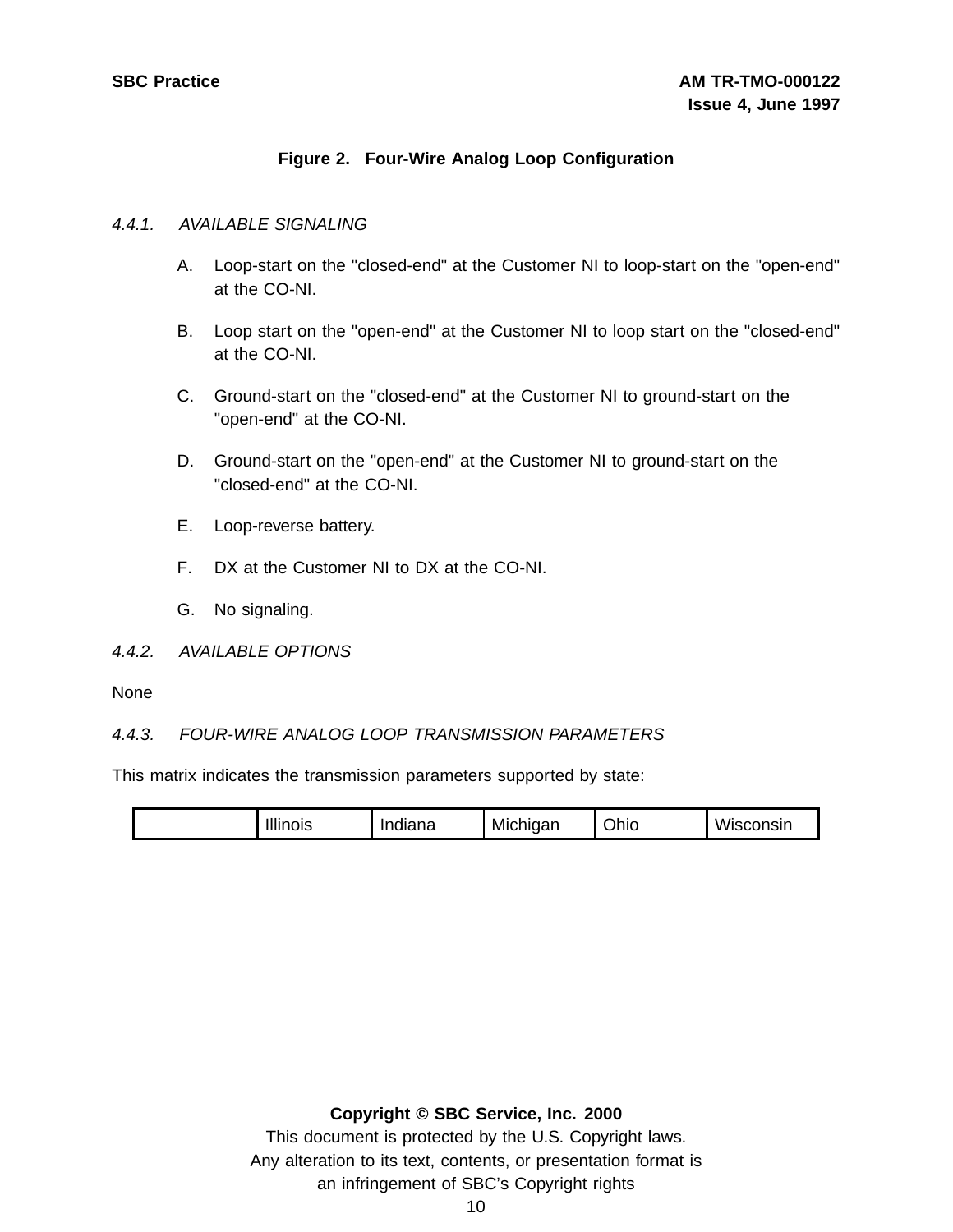**Figure 2. Four-Wire Analog Loop Configuration**

*4.4.1. AVAILABLE SIGNALING*

A. Loop-start on the "closed-end" at the Customer NI to loop-start on the "open-end" at the CO-NI.

B. Loop start on the "open-end" at the Customer NI to loop start on the "closed-end" at the CO-NI.

C. Ground-start on the "closed-end" at the Customer NI to ground-start on the "open-end" at the CO-NI.

D. Ground-start on the "open-end" at the Customer NI to ground-start on the "closed-end" at the CO-NI.

E. Loop-reverse battery.

F. DX at the Customer NI to DX at the CO-NI.

G. No signaling.

*4.4.2. AVAILABLE OPTIONS*

None

*4.4.3. FOUR-WIRE ANALOG LOOP TRANSMISSION PARAMETERS*

This matrix indicates the transmission parameters supported by state:

| | Illinois | Indiana | Michigan | Ohio | Wisconsin |
|---|---|---|---|---|---|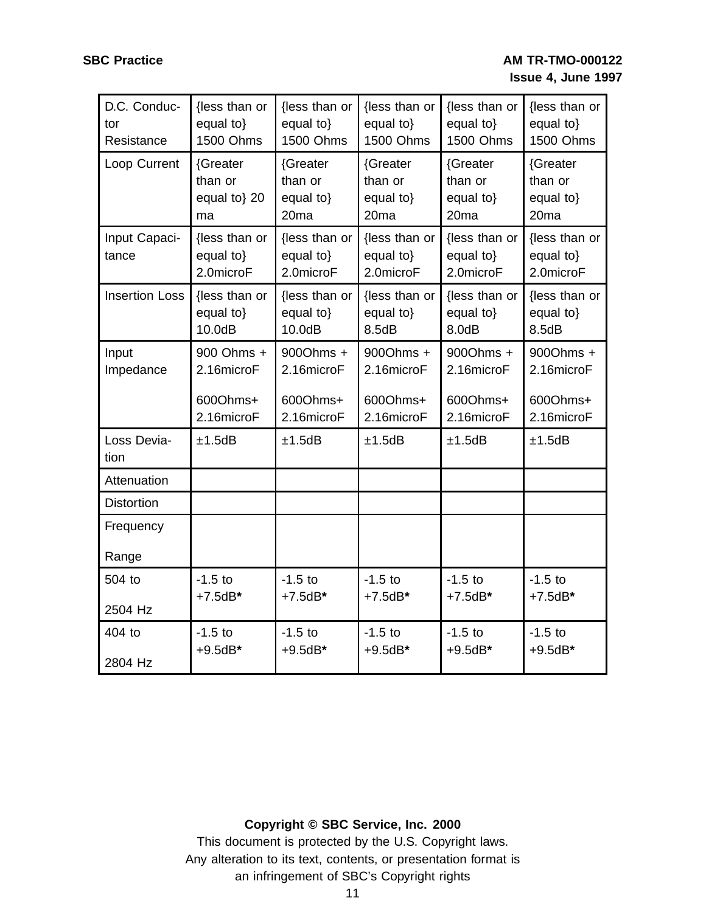| D.C. Conductor Resistance | {less than or equal to} 1500 Ohms | {less than or equal to} 1500 Ohms | {less than or equal to} 1500 Ohms | {less than or equal to} 1500 Ohms | {less than or equal to} 1500 Ohms |
|---|---|---|---|---|---|
| Loop Current | {Greater than or equal to} 20 ma | {Greater than or equal to} 20ma | {Greater than or equal to} 20ma | {Greater than or equal to} 20ma | {Greater than or equal to} 20ma |
| Input Capacitance | {less than or equal to} 2.0microF | {less than or equal to} 2.0microF | {less than or equal to} 2.0microF | {less than or equal to} 2.0microF | {less than or equal to} 2.0microF |
| Insertion Loss | {less than or equal to} 10.0dB | {less than or equal to} 10.0dB | {less than or equal to} 8.5dB | {less than or equal to} 8.0dB | {less than or equal to} 8.5dB |
| Input Impedance | 900 Ohms + 2.16microF<br><br>600Ohms+ 2.16microF | 900Ohms + 2.16microF<br><br>600Ohms+ 2.16microF | 900Ohms + 2.16microF<br><br>600Ohms+ 2.16microF | 900Ohms + 2.16microF<br><br>600Ohms+ 2.16microF | 900Ohms + 2.16microF<br><br>600Ohms+ 2.16microF |
| Loss Deviation | ±1.5dB | ±1.5dB | ±1.5dB | ±1.5dB | ±1.5dB |
| Attenuation | | | | | |
| Distortion | | | | | |
| Frequency<br><br>Range | | | | | |
| 504 to<br><br>2504 Hz | -1.5 to +7.5dB**\*** | -1.5 to +7.5dB**\*** | -1.5 to +7.5dB**\*** | -1.5 to +7.5dB**\*** | -1.5 to +7.5dB**\*** |
| 404 to<br><br>2804 Hz | -1.5 to +9.5dB**\*** | -1.5 to +9.5dB**\*** | -1.5 to +9.5dB**\*** | -1.5 to +9.5dB**\*** | -1.5 to +9.5dB**\*** |

**Copyright © SBC Service, Inc. 2000**
This document is protected by the U.S. Copyright laws.
Any alteration to its text, contents, or presentation format is
an infringement of SBC's Copyright rights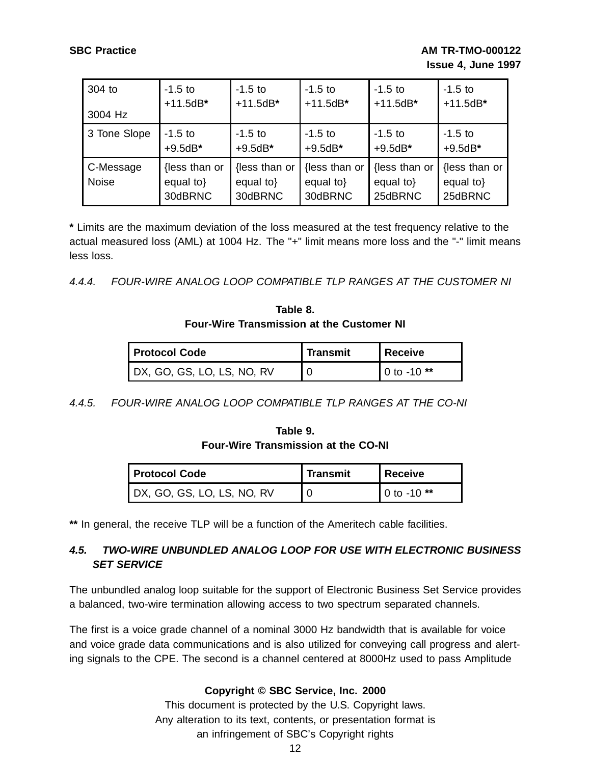| 304 to<br><br>3004 Hz | -1.5 to +11.5dB* | -1.5 to +11.5dB* | -1.5 to +11.5dB* | -1.5 to +11.5dB* | -1.5 to +11.5dB* |
|---|---|---|---|---|---|
| 3 Tone Slope | -1.5 to +9.5dB* | -1.5 to +9.5dB* | -1.5 to +9.5dB* | -1.5 to +9.5dB* | -1.5 to +9.5dB* |
| C-Message Noise | {less than or equal to} 30dBRNC | {less than or equal to} 30dBRNC | {less than or equal to} 30dBRNC | {less than or equal to} 25dBRNC | {less than or equal to} 25dBRNC |

**\*** Limits are the maximum deviation of the loss measured at the test frequency relative to the actual measured loss (AML) at 1004 Hz. The "+" limit means more loss and the "-" limit means less loss.

*4.4.4. FOUR-WIRE ANALOG LOOP COMPATIBLE TLP RANGES AT THE CUSTOMER NI*

**Table 8.**
**Four-Wire Transmission at the Customer NI**

| Protocol Code | Transmit | Receive |
|---|---|---|
| DX, GO, GS, LO, LS, NO, RV | 0 | 0 to -10 ** |

*4.4.5. FOUR-WIRE ANALOG LOOP COMPATIBLE TLP RANGES AT THE CO-NI*

**Table 9.**
**Four-Wire Transmission at the CO-NI**

| Protocol Code | Transmit | Receive |
|---|---|---|
| DX, GO, GS, LO, LS, NO, RV | 0 | 0 to -10 ** |

**\*\*** In general, the receive TLP will be a function of the Ameritech cable facilities.

### *4.5. TWO-WIRE UNBUNDLED ANALOG LOOP FOR USE WITH ELECTRONIC BUSINESS SET SERVICE*

The unbundled analog loop suitable for the support of Electronic Business Set Service provides a balanced, two-wire termination allowing access to two spectrum separated channels.

The first is a voice grade channel of a nominal 3000 Hz bandwidth that is available for voice and voice grade data communications and is also utilized for conveying call progress and alerting signals to the CPE. The second is a channel centered at 8000Hz used to pass Amplitude

**Copyright © SBC Service, Inc. 2000**
This document is protected by the U.S. Copyright laws.
Any alteration to its text, contents, or presentation format is
an infringement of SBC's Copyright rights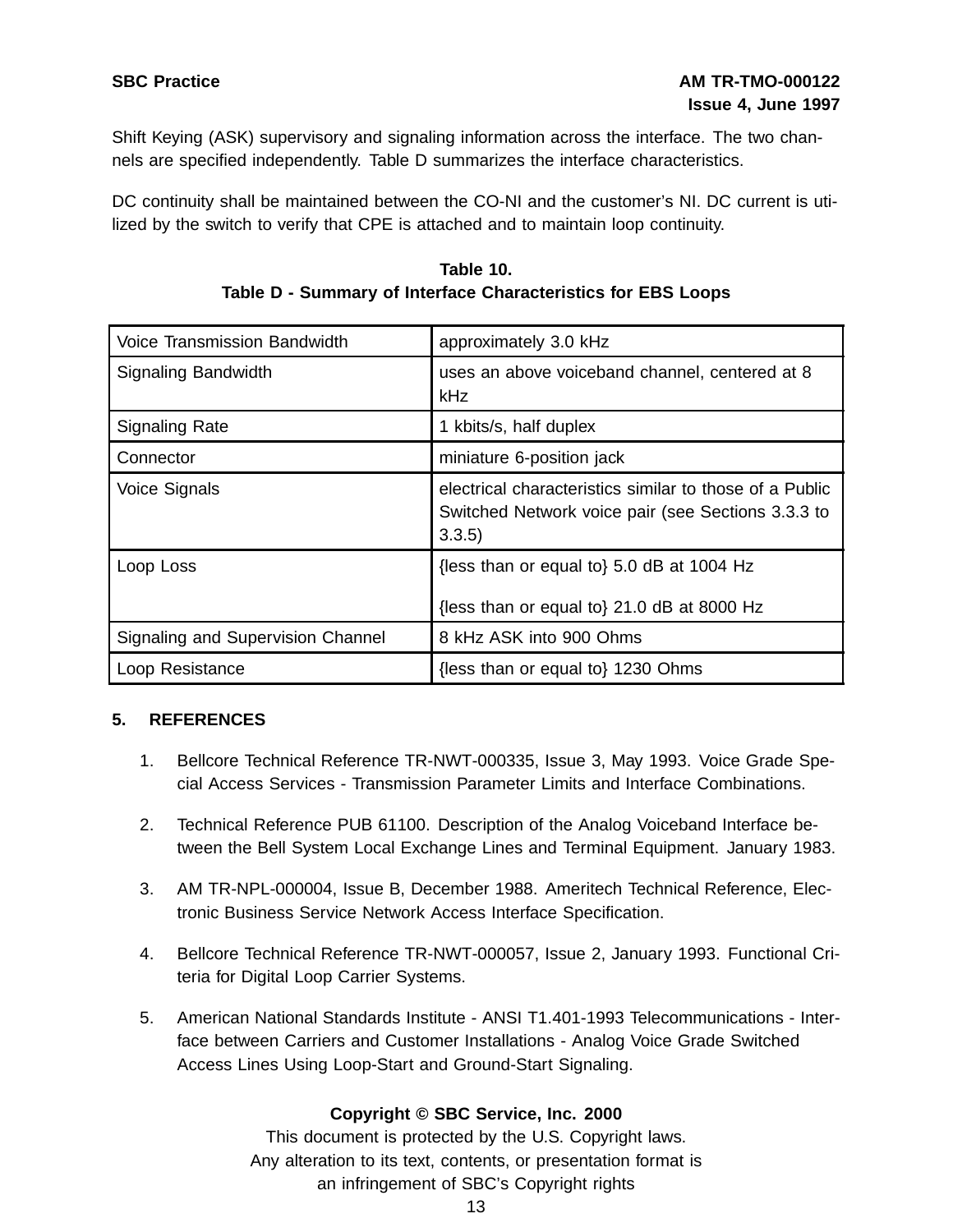Shift Keying (ASK) supervisory and signaling information across the interface. The two channels are specified independently. Table D summarizes the interface characteristics.

DC continuity shall be maintained between the CO-NI and the customer's NI. DC current is utilized by the switch to verify that CPE is attached and to maintain loop continuity.

**Table 10.**
**Table D - Summary of Interface Characteristics for EBS Loops**

| | |
|---|---|
| Voice Transmission Bandwidth | approximately 3.0 kHz |
| Signaling Bandwidth | uses an above voiceband channel, centered at 8 kHz |
| Signaling Rate | 1 kbits/s, half duplex |
| Connector | miniature 6-position jack |
| Voice Signals | electrical characteristics similar to those of a Public Switched Network voice pair (see Sections 3.3.3 to 3.3.5) |
| Loop Loss | {less than or equal to} 5.0 dB at 1004 Hz<br><br>{less than or equal to} 21.0 dB at 8000 Hz |
| Signaling and Supervision Channel | 8 kHz ASK into 900 Ohms |
| Loop Resistance | {less than or equal to} 1230 Ohms |

## 5. REFERENCES

1. Bellcore Technical Reference TR-NWT-000335, Issue 3, May 1993. Voice Grade Special Access Services - Transmission Parameter Limits and Interface Combinations.

2. Technical Reference PUB 61100. Description of the Analog Voiceband Interface between the Bell System Local Exchange Lines and Terminal Equipment. January 1983.

3. AM TR-NPL-000004, Issue B, December 1988. Ameritech Technical Reference, Electronic Business Service Network Access Interface Specification.

4. Bellcore Technical Reference TR-NWT-000057, Issue 2, January 1993. Functional Criteria for Digital Loop Carrier Systems.

5. American National Standards Institute - ANSI T1.401-1993 Telecommunications - Interface between Carriers and Customer Installations - Analog Voice Grade Switched Access Lines Using Loop-Start and Ground-Start Signaling.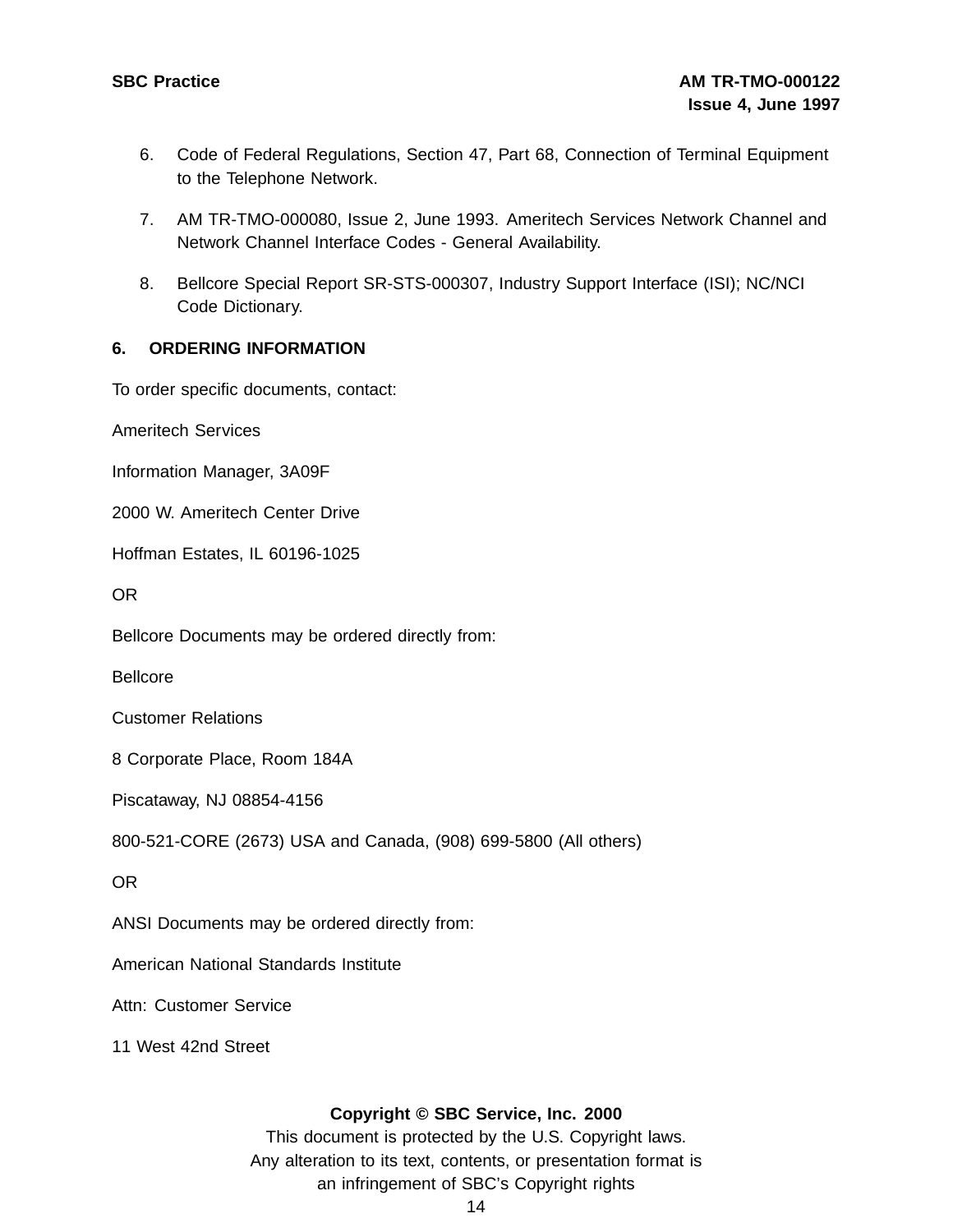6. Code of Federal Regulations, Section 47, Part 68, Connection of Terminal Equipment to the Telephone Network.

7. AM TR-TMO-000080, Issue 2, June 1993. Ameritech Services Network Channel and Network Channel Interface Codes - General Availability.

8. Bellcore Special Report SR-STS-000307, Industry Support Interface (ISI); NC/NCI Code Dictionary.

## 6. ORDERING INFORMATION

To order specific documents, contact:

Ameritech Services

Information Manager, 3A09F

2000 W. Ameritech Center Drive

Hoffman Estates, IL 60196-1025

OR

Bellcore Documents may be ordered directly from:

Bellcore

Customer Relations

8 Corporate Place, Room 184A

Piscataway, NJ 08854-4156

800-521-CORE (2673) USA and Canada, (908) 699-5800 (All others)

OR

ANSI Documents may be ordered directly from:

American National Standards Institute

Attn: Customer Service

11 West 42nd Street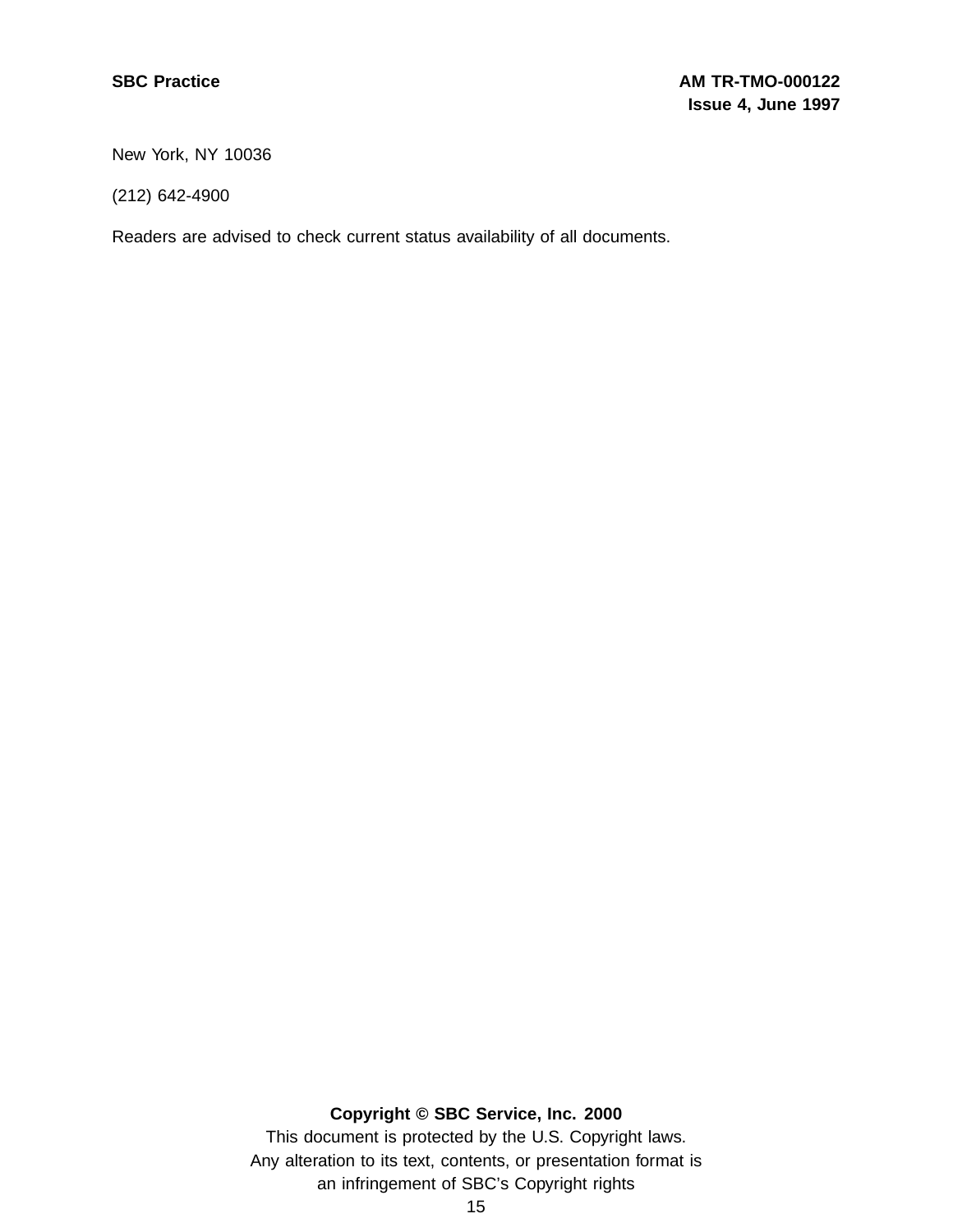New York, NY 10036

(212) 642-4900

Readers are advised to check current status availability of all documents.